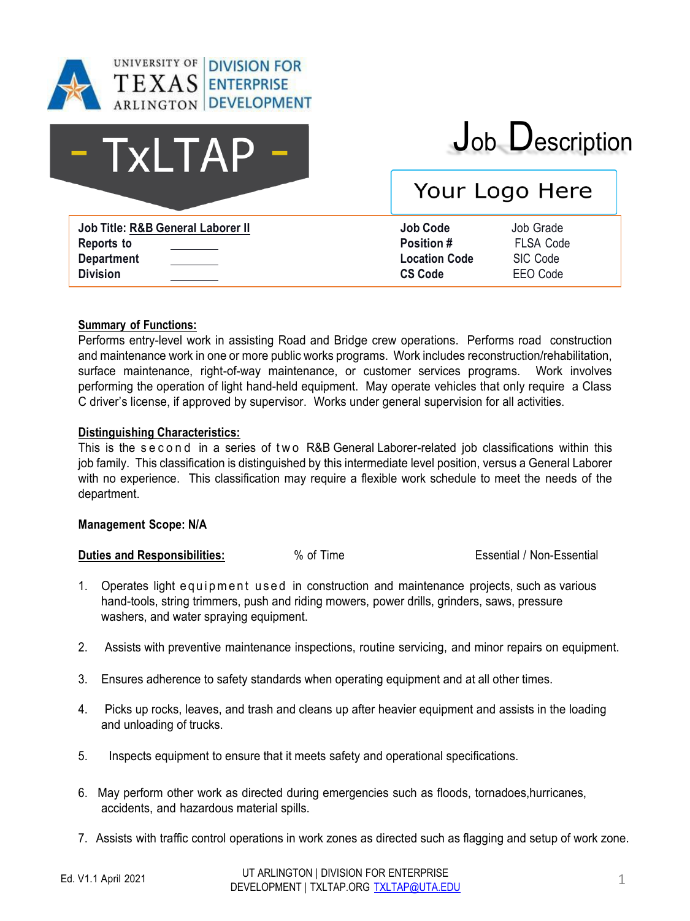UNIVERSITY OF TEXAS ARLINGTON | DIVISION FOR ENTERPRISE DEVELOPMENT

- TxLTAP -

# Job Description

Your Logo Here

| | | | |
|---|---|---|---|
| **Job Title:** **R&B General Laborer II** | | **Job Code** | Job Grade |
| **Reports to** | ________ | **Position #** | FLSA Code |
| **Department** | ________ | **Location Code** | SIC Code |
| **Division** | ________ | **CS Code** | EEO Code |

**Summary of Functions:**

Performs entry-level work in assisting Road and Bridge crew operations. Performs road construction and maintenance work in one or more public works programs. Work includes reconstruction/rehabilitation, surface maintenance, right-of-way maintenance, or customer services programs. Work involves performing the operation of light hand-held equipment. May operate vehicles that only require a Class C driver's license, if approved by supervisor. Works under general supervision for all activities.

**Distinguishing Characteristics:**

This is the second in a series of two R&B General Laborer-related job classifications within this job family. This classification is distinguished by this intermediate level position, versus a General Laborer with no experience. This classification may require a flexible work schedule to meet the needs of the department.

**Management Scope: N/A**

**Duties and Responsibilities:** % of Time Essential / Non-Essential

1. Operates light equipment used in construction and maintenance projects, such as various hand-tools, string trimmers, push and riding mowers, power drills, grinders, saws, pressure washers, and water spraying equipment.

2. Assists with preventive maintenance inspections, routine servicing, and minor repairs on equipment.

3. Ensures adherence to safety standards when operating equipment and at all other times.

4. Picks up rocks, leaves, and trash and cleans up after heavier equipment and assists in the loading and unloading of trucks.

5. Inspects equipment to ensure that it meets safety and operational specifications.

6. May perform other work as directed during emergencies such as floods, tornadoes,hurricanes, accidents, and hazardous material spills.

7. Assists with traffic control operations in work zones as directed such as flagging and setup of work zone.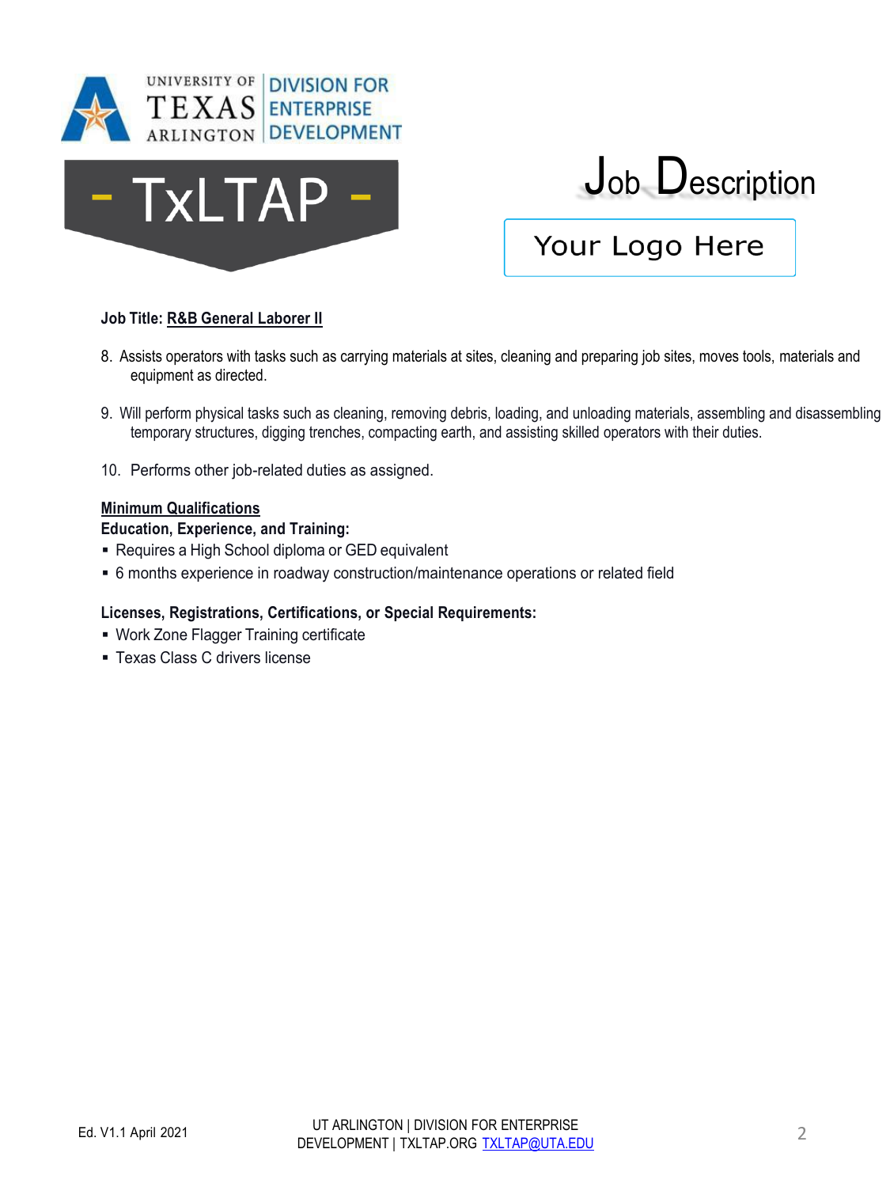**Job Title: R&B General Laborer II**

8. Assists operators with tasks such as carrying materials at sites, cleaning and preparing job sites, moves tools, materials and equipment as directed.

9. Will perform physical tasks such as cleaning, removing debris, loading, and unloading materials, assembling and disassembling temporary structures, digging trenches, compacting earth, and assisting skilled operators with their duties.

10. Performs other job-related duties as assigned.

**Minimum Qualifications**

**Education, Experience, and Training:**

- Requires a High School diploma or GED equivalent
- 6 months experience in roadway construction/maintenance operations or related field

**Licenses, Registrations, Certifications, or Special Requirements:**

- Work Zone Flagger Training certificate
- Texas Class C drivers license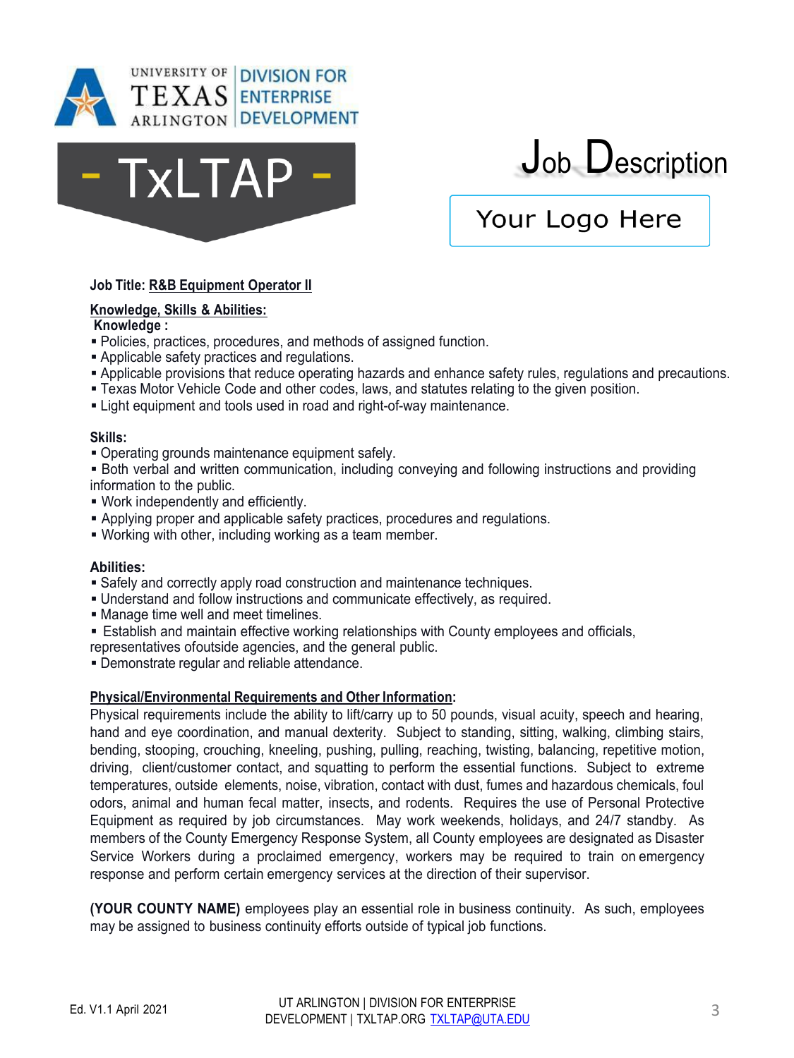UNIVERSITY OF TEXAS ARLINGTON | DIVISION FOR ENTERPRISE DEVELOPMENT

- TxLTAP -

# Job Description

Your Logo Here

**Job Title:** **R&B Equipment Operator II**

**Knowledge, Skills & Abilities:**

**Knowledge :**

- Policies, practices, procedures, and methods of assigned function.
- Applicable safety practices and regulations.
- Applicable provisions that reduce operating hazards and enhance safety rules, regulations and precautions.
- Texas Motor Vehicle Code and other codes, laws, and statutes relating to the given position.
- Light equipment and tools used in road and right-of-way maintenance.

**Skills:**

- Operating grounds maintenance equipment safely.
- Both verbal and written communication, including conveying and following instructions and providing information to the public.
- Work independently and efficiently.
- Applying proper and applicable safety practices, procedures and regulations.
- Working with other, including working as a team member.

**Abilities:**

- Safely and correctly apply road construction and maintenance techniques.
- Understand and follow instructions and communicate effectively, as required.
- Manage time well and meet timelines.
- Establish and maintain effective working relationships with County employees and officials, representatives ofoutside agencies, and the general public.
- Demonstrate regular and reliable attendance.

**Physical/Environmental Requirements and Other Information:**

Physical requirements include the ability to lift/carry up to 50 pounds, visual acuity, speech and hearing, hand and eye coordination, and manual dexterity. Subject to standing, sitting, walking, climbing stairs, bending, stooping, crouching, kneeling, pushing, pulling, reaching, twisting, balancing, repetitive motion, driving, client/customer contact, and squatting to perform the essential functions. Subject to extreme temperatures, outside elements, noise, vibration, contact with dust, fumes and hazardous chemicals, foul odors, animal and human fecal matter, insects, and rodents. Requires the use of Personal Protective Equipment as required by job circumstances. May work weekends, holidays, and 24/7 standby. As members of the County Emergency Response System, all County employees are designated as Disaster Service Workers during a proclaimed emergency, workers may be required to train on emergency response and perform certain emergency services at the direction of their supervisor.

**(YOUR COUNTY NAME)** employees play an essential role in business continuity. As such, employees may be assigned to business continuity efforts outside of typical job functions.

Ed. V1.1 April 2021

UT ARLINGTON | DIVISION FOR ENTERPRISE DEVELOPMENT | TXLTAP.ORG TXLTAP@UTA.EDU